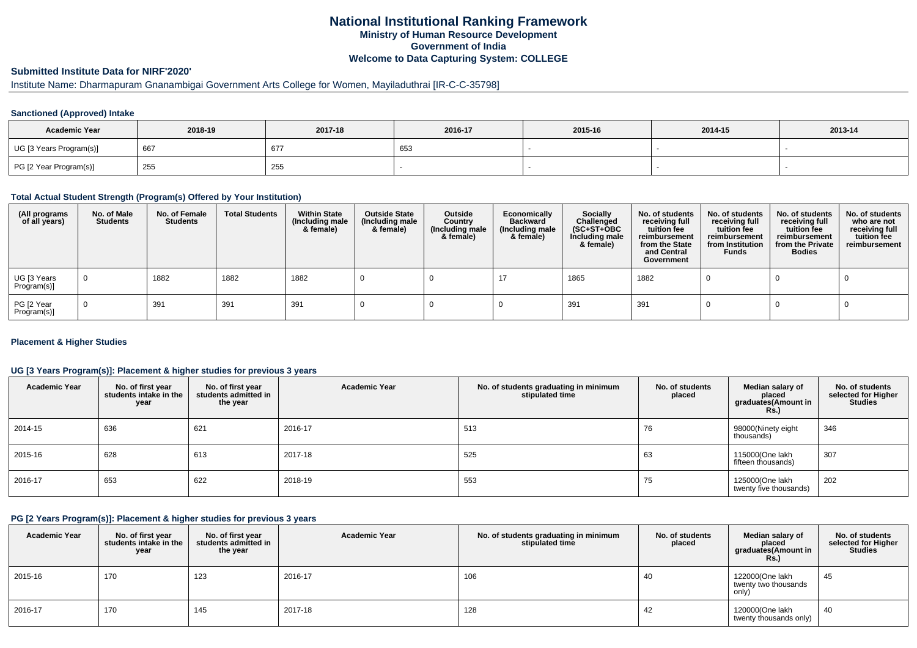# National Institutional Ranking Framework

**Ministry of Human Resource Development**

**Government of India**

**Welcome to Data Capturing System: COLLEGE**

## Submitted Institute Data for NIRF'2020'

Institute Name: Dharmapuram Gnanambigai Government Arts College for Women, Mayiladuthrai [IR-C-C-35798]

### Sanctioned (Approved) Intake

| Academic Year | 2018-19 | 2017-18 | 2016-17 | 2015-16 | 2014-15 | 2013-14 |
|---|---|---|---|---|---|---|
| UG [3 Years Program(s)] | 667 | 677 | 653 | - | - | - |
| PG [2 Year Program(s)] | 255 | 255 | - | - | - | - |

### Total Actual Student Strength (Program(s) Offered by Your Institution)

| (All programs of all years) | No. of Male Students | No. of Female Students | Total Students | Within State (Including male & female) | Outside State (Including male & female) | Outside Country (Including male & female) | Economically Backward (Including male & female) | Socially Challenged (SC+ST+OBC Including male & female) | No. of students receiving full tuition fee reimbursement from the State and Central Government | No. of students receiving full tuition fee reimbursement from Institution Funds | No. of students receiving full tuition fee reimbursement from the Private Bodies | No. of students who are not receiving full tuition fee reimbursement |
|---|---|---|---|---|---|---|---|---|---|---|---|---|
| UG [3 Years Program(s)] | 0 | 1882 | 1882 | 1882 | 0 | 0 | 17 | 1865 | 1882 | 0 | 0 | 0 |
| PG [2 Year Program(s)] | 0 | 391 | 391 | 391 | 0 | 0 | 0 | 391 | 391 | 0 | 0 | 0 |

### Placement & Higher Studies

#### UG [3 Years Program(s)]: Placement & higher studies for previous 3 years

| Academic Year | No. of first year students intake in the year | No. of first year students admitted in the year | Academic Year | No. of students graduating in minimum stipulated time | No. of students placed | Median salary of placed graduates(Amount in Rs.) | No. of students selected for Higher Studies |
|---|---|---|---|---|---|---|---|
| 2014-15 | 636 | 621 | 2016-17 | 513 | 76 | 98000(Ninety eight thousands) | 346 |
| 2015-16 | 628 | 613 | 2017-18 | 525 | 63 | 115000(One lakh fifteen thousands) | 307 |
| 2016-17 | 653 | 622 | 2018-19 | 553 | 75 | 125000(One lakh twenty five thousands) | 202 |

#### PG [2 Years Program(s)]: Placement & higher studies for previous 3 years

| Academic Year | No. of first year students intake in the year | No. of first year students admitted in the year | Academic Year | No. of students graduating in minimum stipulated time | No. of students placed | Median salary of placed graduates(Amount in Rs.) | No. of students selected for Higher Studies |
|---|---|---|---|---|---|---|---|
| 2015-16 | 170 | 123 | 2016-17 | 106 | 40 | 122000(One lakh twenty two thousands only) | 45 |
| 2016-17 | 170 | 145 | 2017-18 | 128 | 42 | 120000(One lakh twenty thousands only) | 40 |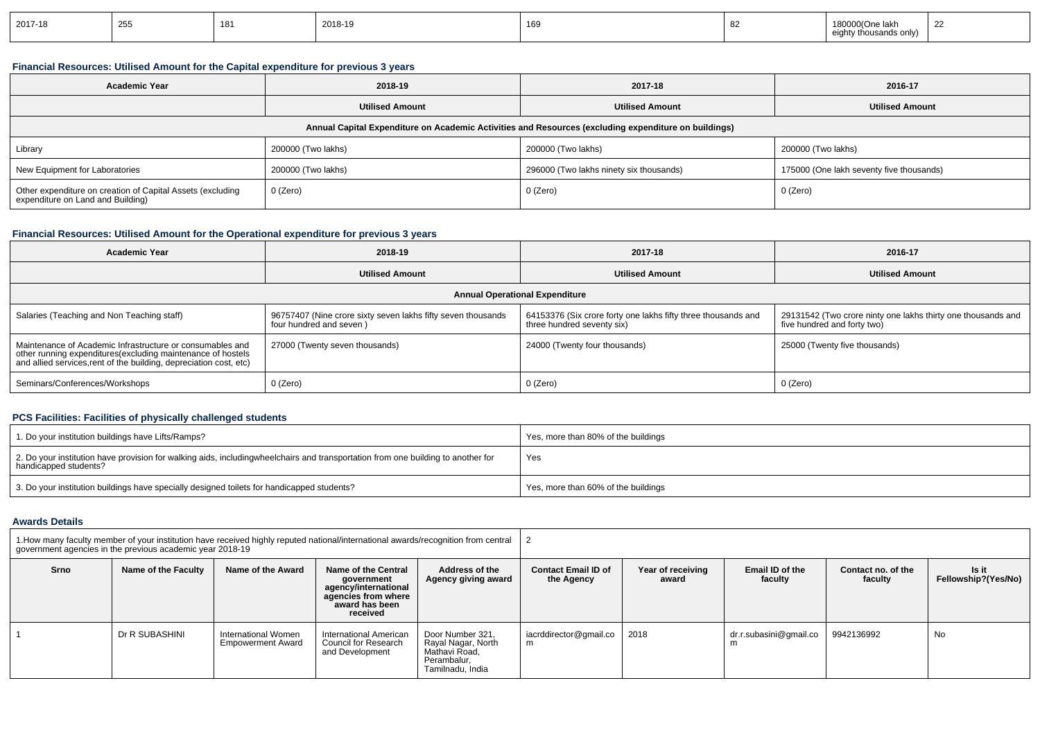| 2017-18 | 255 | 181 | 2018-19 | 169 | 82 | 180000(One lakh eighty thousands only) | 22 |
|---|---|---|---|---|---|---|---|

### Financial Resources: Utilised Amount for the Capital expenditure for previous 3 years

| Academic Year | 2018-19 | 2017-18 | 2016-17 |
|---|---|---|---|
| | Utilised Amount | Utilised Amount | Utilised Amount |
| Annual Capital Expenditure on Academic Activities and Resources (excluding expenditure on buildings) | | | |
| Library | 200000 (Two lakhs) | 200000 (Two lakhs) | 200000 (Two lakhs) |
| New Equipment for Laboratories | 200000 (Two lakhs) | 296000 (Two lakhs ninety six thousands) | 175000 (One lakh seventy five thousands) |
| Other expenditure on creation of Capital Assets (excluding expenditure on Land and Building) | 0 (Zero) | 0 (Zero) | 0 (Zero) |

### Financial Resources: Utilised Amount for the Operational expenditure for previous 3 years

| Academic Year | 2018-19 | 2017-18 | 2016-17 |
|---|---|---|---|
| | Utilised Amount | Utilised Amount | Utilised Amount |
| Annual Operational Expenditure | | | |
| Salaries (Teaching and Non Teaching staff) | 96757407 (Nine crore sixty seven lakhs fifty seven thousands four hundred and seven ) | 64153376 (Six crore forty one lakhs fifty three thousands and three hundred seventy six) | 29131542 (Two crore ninty one lakhs thirty one thousands and five hundred and forty two) |
| Maintenance of Academic Infrastructure or consumables and other running expenditures(excluding maintenance of hostels and allied services,rent of the building, depreciation cost, etc) | 27000 (Twenty seven thousands) | 24000 (Twenty four thousands) | 25000 (Twenty five thousands) |
| Seminars/Conferences/Workshops | 0 (Zero) | 0 (Zero) | 0 (Zero) |

### PCS Facilities: Facilities of physically challenged students

| | |
|---|---|
| 1. Do your institution buildings have Lifts/Ramps? | Yes, more than 80% of the buildings |
| 2. Do your institution have provision for walking aids, includingwheelchairs and transportation from one building to another for handicapped students? | Yes |
| 3. Do your institution buildings have specially designed toilets for handicapped students? | Yes, more than 60% of the buildings |

### Awards Details

| 1.How many faculty member of your institution have received highly reputed national/international awards/recognition from central government agencies in the previous academic year 2018-19 | | | | | 2 | | | | |
|---|---|---|---|---|---|---|---|---|---|
| Srno | Name of the Faculty | Name of the Award | Name of the Central government agency/international agencies from where award has been received | Address of the Agency giving award | Contact Email ID of the Agency | Year of receiving award | Email ID of the faculty | Contact no. of the faculty | Is it Fellowship?(Yes/No) |
| 1 | Dr R SUBASHINI | International Women Empowerment Award | International American Council for Research and Development | Door Number 321, Rayal Nagar, North Mathavi Road, Perambalur, Tamilnadu, India | iacrddirector@gmail.com | 2018 | dr.r.subasini@gmail.com | 9942136992 | No |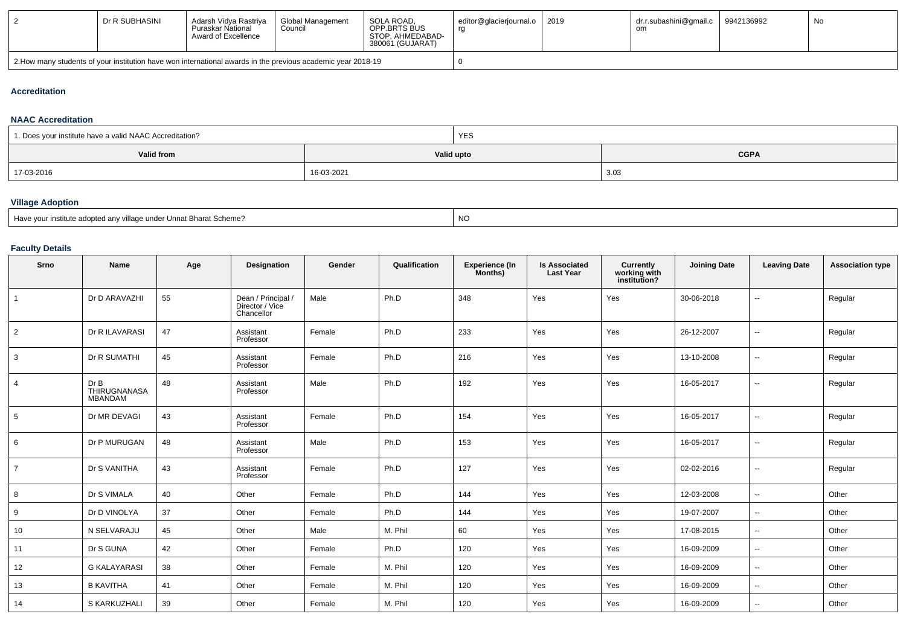| 2 | Dr R SUBHASINI | Adarsh Vidya Rastriya Puraskar National Award of Excellence | Global Management Council | SOLA ROAD, OPP.BRTS BUS STOP, AHMEDABAD-380061 (GUJARAT) | editor@glacierjournal.org | 2019 | dr.r.subashini@gmail.com | 9942136992 | No |
|---|---|---|---|---|---|---|---|---|---|
| 2.How many students of your institution have won international awards in the previous academic year 2018-19 | | | | | 0 | | | | |

### Accreditation

### NAAC Accreditation

| 1. Does your institute have a valid NAAC Accreditation? | YES | |
|---|---|---|
| **Valid from** | **Valid upto** | **CGPA** |
| 17-03-2016 | 16-03-2021 | 3.03 |

### Village Adoption

| Have your institute adopted any village under Unnat Bharat Scheme? | NO |
|---|---|

### Faculty Details

| Srno | Name | Age | Designation | Gender | Qualification | Experience (In Months) | Is Associated Last Year | Currently working with institution? | Joining Date | Leaving Date | Association type |
|---|---|---|---|---|---|---|---|---|---|---|---|
| 1 | Dr D ARAVAZHI | 55 | Dean / Principal / Director / Vice Chancellor | Male | Ph.D | 348 | Yes | Yes | 30-06-2018 | -- | Regular |
| 2 | Dr R ILAVARASI | 47 | Assistant Professor | Female | Ph.D | 233 | Yes | Yes | 26-12-2007 | -- | Regular |
| 3 | Dr R SUMATHI | 45 | Assistant Professor | Female | Ph.D | 216 | Yes | Yes | 13-10-2008 | -- | Regular |
| 4 | Dr B THIRUGNANASAMBANDAM | 48 | Assistant Professor | Male | Ph.D | 192 | Yes | Yes | 16-05-2017 | -- | Regular |
| 5 | Dr MR DEVAGI | 43 | Assistant Professor | Female | Ph.D | 154 | Yes | Yes | 16-05-2017 | -- | Regular |
| 6 | Dr P MURUGAN | 48 | Assistant Professor | Male | Ph.D | 153 | Yes | Yes | 16-05-2017 | -- | Regular |
| 7 | Dr S VANITHA | 43 | Assistant Professor | Female | Ph.D | 127 | Yes | Yes | 02-02-2016 | -- | Regular |
| 8 | Dr S VIMALA | 40 | Other | Female | Ph.D | 144 | Yes | Yes | 12-03-2008 | -- | Other |
| 9 | Dr D VINOLYA | 37 | Other | Female | Ph.D | 144 | Yes | Yes | 19-07-2007 | -- | Other |
| 10 | N SELVARAJU | 45 | Other | Male | M. Phil | 60 | Yes | Yes | 17-08-2015 | -- | Other |
| 11 | Dr S GUNA | 42 | Other | Female | Ph.D | 120 | Yes | Yes | 16-09-2009 | -- | Other |
| 12 | G KALAYARASI | 38 | Other | Female | M. Phil | 120 | Yes | Yes | 16-09-2009 | -- | Other |
| 13 | B KAVITHA | 41 | Other | Female | M. Phil | 120 | Yes | Yes | 16-09-2009 | -- | Other |
| 14 | S KARKUZHALI | 39 | Other | Female | M. Phil | 120 | Yes | Yes | 16-09-2009 | -- | Other |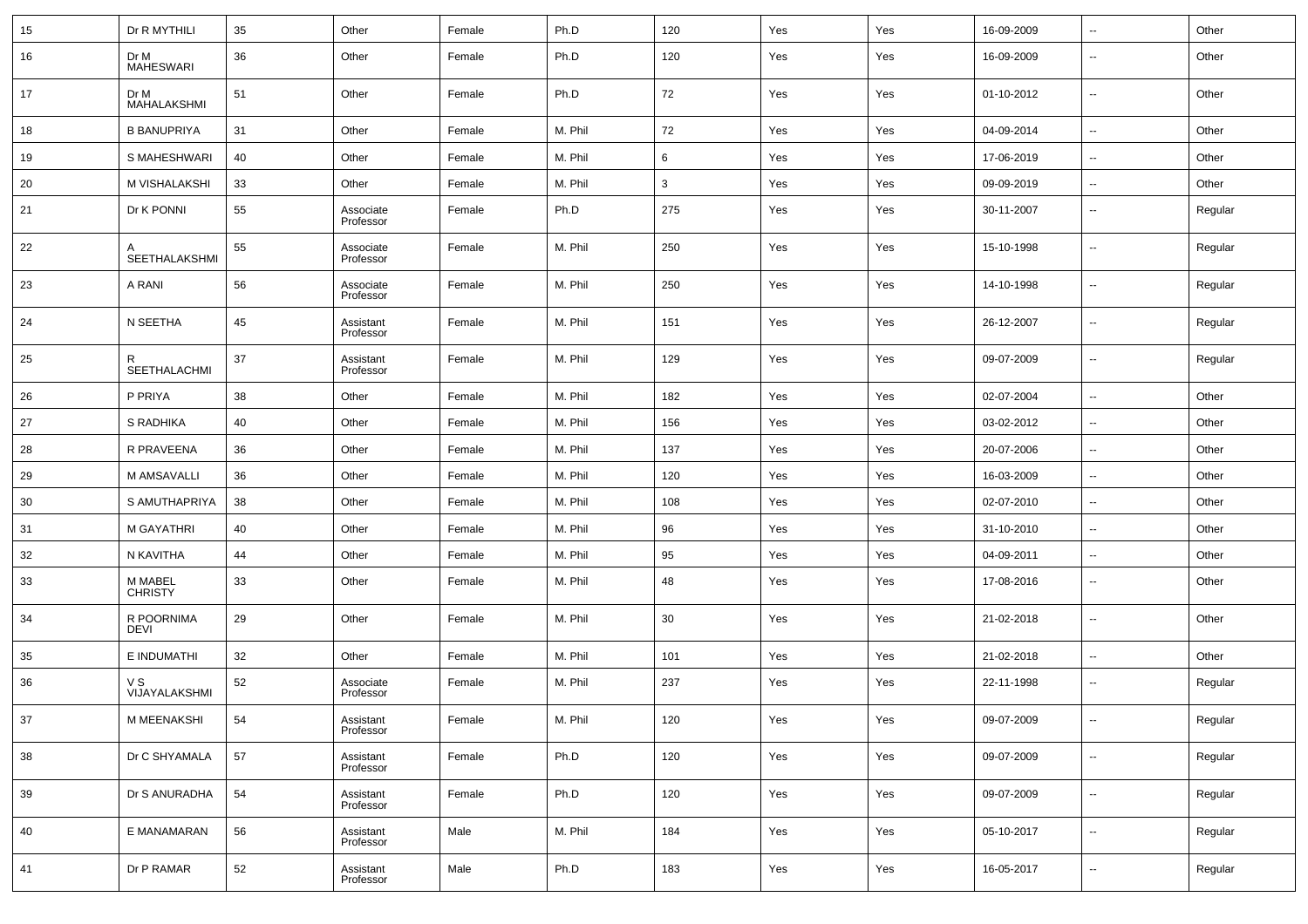| | | | | | | | | | | | |
|---|---|---|---|---|---|---|---|---|---|---|---|
| 15 | Dr R MYTHILI | 35 | Other | Female | Ph.D | 120 | Yes | Yes | 16-09-2009 | -- | Other |
| 16 | Dr M MAHESWARI | 36 | Other | Female | Ph.D | 120 | Yes | Yes | 16-09-2009 | -- | Other |
| 17 | Dr M MAHALAKSHMI | 51 | Other | Female | Ph.D | 72 | Yes | Yes | 01-10-2012 | -- | Other |
| 18 | B BANUPRIYA | 31 | Other | Female | M. Phil | 72 | Yes | Yes | 04-09-2014 | -- | Other |
| 19 | S MAHESHWARI | 40 | Other | Female | M. Phil | 6 | Yes | Yes | 17-06-2019 | -- | Other |
| 20 | M VISHALAKSHI | 33 | Other | Female | M. Phil | 3 | Yes | Yes | 09-09-2019 | -- | Other |
| 21 | Dr K PONNI | 55 | Associate Professor | Female | Ph.D | 275 | Yes | Yes | 30-11-2007 | -- | Regular |
| 22 | A SEETHALAKSHMI | 55 | Associate Professor | Female | M. Phil | 250 | Yes | Yes | 15-10-1998 | -- | Regular |
| 23 | A RANI | 56 | Associate Professor | Female | M. Phil | 250 | Yes | Yes | 14-10-1998 | -- | Regular |
| 24 | N SEETHA | 45 | Assistant Professor | Female | M. Phil | 151 | Yes | Yes | 26-12-2007 | -- | Regular |
| 25 | R SEETHALACHMI | 37 | Assistant Professor | Female | M. Phil | 129 | Yes | Yes | 09-07-2009 | -- | Regular |
| 26 | P PRIYA | 38 | Other | Female | M. Phil | 182 | Yes | Yes | 02-07-2004 | -- | Other |
| 27 | S RADHIKA | 40 | Other | Female | M. Phil | 156 | Yes | Yes | 03-02-2012 | -- | Other |
| 28 | R PRAVEENA | 36 | Other | Female | M. Phil | 137 | Yes | Yes | 20-07-2006 | -- | Other |
| 29 | M AMSAVALLI | 36 | Other | Female | M. Phil | 120 | Yes | Yes | 16-03-2009 | -- | Other |
| 30 | S AMUTHAPRIYA | 38 | Other | Female | M. Phil | 108 | Yes | Yes | 02-07-2010 | -- | Other |
| 31 | M GAYATHRI | 40 | Other | Female | M. Phil | 96 | Yes | Yes | 31-10-2010 | -- | Other |
| 32 | N KAVITHA | 44 | Other | Female | M. Phil | 95 | Yes | Yes | 04-09-2011 | -- | Other |
| 33 | M MABEL CHRISTY | 33 | Other | Female | M. Phil | 48 | Yes | Yes | 17-08-2016 | -- | Other |
| 34 | R POORNIMA DEVI | 29 | Other | Female | M. Phil | 30 | Yes | Yes | 21-02-2018 | -- | Other |
| 35 | E INDUMATHI | 32 | Other | Female | M. Phil | 101 | Yes | Yes | 21-02-2018 | -- | Other |
| 36 | V S VIJAYALAKSHMI | 52 | Associate Professor | Female | M. Phil | 237 | Yes | Yes | 22-11-1998 | -- | Regular |
| 37 | M MEENAKSHI | 54 | Assistant Professor | Female | M. Phil | 120 | Yes | Yes | 09-07-2009 | -- | Regular |
| 38 | Dr C SHYAMALA | 57 | Assistant Professor | Female | Ph.D | 120 | Yes | Yes | 09-07-2009 | -- | Regular |
| 39 | Dr S ANURADHA | 54 | Assistant Professor | Female | Ph.D | 120 | Yes | Yes | 09-07-2009 | -- | Regular |
| 40 | E MANAMARAN | 56 | Assistant Professor | Male | M. Phil | 184 | Yes | Yes | 05-10-2017 | -- | Regular |
| 41 | Dr P RAMAR | 52 | Assistant Professor | Male | Ph.D | 183 | Yes | Yes | 16-05-2017 | -- | Regular |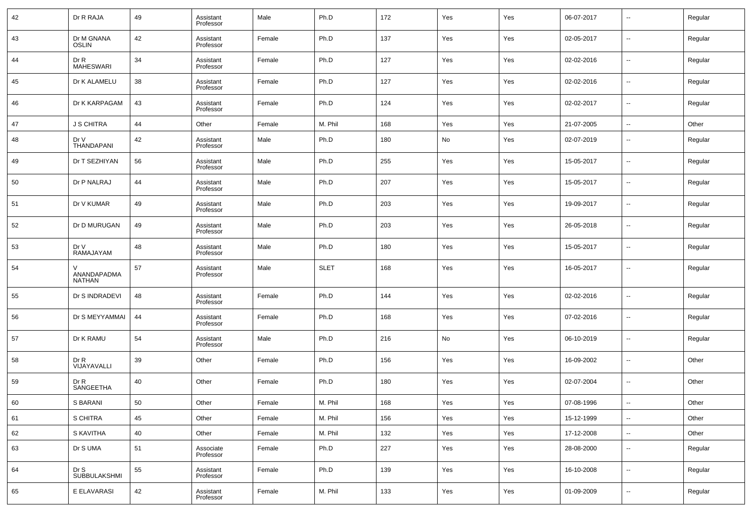| 42 | Dr R RAJA | 49 | Assistant Professor | Male | Ph.D | 172 | Yes | Yes | 06-07-2017 | -- | Regular |
|---|---|---|---|---|---|---|---|---|---|---|---|
| 43 | Dr M GNANA OSLIN | 42 | Assistant Professor | Female | Ph.D | 137 | Yes | Yes | 02-05-2017 | -- | Regular |
| 44 | Dr R MAHESWARI | 34 | Assistant Professor | Female | Ph.D | 127 | Yes | Yes | 02-02-2016 | -- | Regular |
| 45 | Dr K ALAMELU | 38 | Assistant Professor | Female | Ph.D | 127 | Yes | Yes | 02-02-2016 | -- | Regular |
| 46 | Dr K KARPAGAM | 43 | Assistant Professor | Female | Ph.D | 124 | Yes | Yes | 02-02-2017 | -- | Regular |
| 47 | J S CHITRA | 44 | Other | Female | M. Phil | 168 | Yes | Yes | 21-07-2005 | -- | Other |
| 48 | Dr V THANDAPANI | 42 | Assistant Professor | Male | Ph.D | 180 | No | Yes | 02-07-2019 | -- | Regular |
| 49 | Dr T SEZHIYAN | 56 | Assistant Professor | Male | Ph.D | 255 | Yes | Yes | 15-05-2017 | -- | Regular |
| 50 | Dr P NALRAJ | 44 | Assistant Professor | Male | Ph.D | 207 | Yes | Yes | 15-05-2017 | -- | Regular |
| 51 | Dr V KUMAR | 49 | Assistant Professor | Male | Ph.D | 203 | Yes | Yes | 19-09-2017 | -- | Regular |
| 52 | Dr D MURUGAN | 49 | Assistant Professor | Male | Ph.D | 203 | Yes | Yes | 26-05-2018 | -- | Regular |
| 53 | Dr V RAMAJAYAM | 48 | Assistant Professor | Male | Ph.D | 180 | Yes | Yes | 15-05-2017 | -- | Regular |
| 54 | V ANANDAPADMA NATHAN | 57 | Assistant Professor | Male | SLET | 168 | Yes | Yes | 16-05-2017 | -- | Regular |
| 55 | Dr S INDRADEVI | 48 | Assistant Professor | Female | Ph.D | 144 | Yes | Yes | 02-02-2016 | -- | Regular |
| 56 | Dr S MEYYAMMAI | 44 | Assistant Professor | Female | Ph.D | 168 | Yes | Yes | 07-02-2016 | -- | Regular |
| 57 | Dr K RAMU | 54 | Assistant Professor | Male | Ph.D | 216 | No | Yes | 06-10-2019 | -- | Regular |
| 58 | Dr R VIJAYAVALLI | 39 | Other | Female | Ph.D | 156 | Yes | Yes | 16-09-2002 | -- | Other |
| 59 | Dr R SANGEETHA | 40 | Other | Female | Ph.D | 180 | Yes | Yes | 02-07-2004 | -- | Other |
| 60 | S BARANI | 50 | Other | Female | M. Phil | 168 | Yes | Yes | 07-08-1996 | -- | Other |
| 61 | S CHITRA | 45 | Other | Female | M. Phil | 156 | Yes | Yes | 15-12-1999 | -- | Other |
| 62 | S KAVITHA | 40 | Other | Female | M. Phil | 132 | Yes | Yes | 17-12-2008 | -- | Other |
| 63 | Dr S UMA | 51 | Associate Professor | Female | Ph.D | 227 | Yes | Yes | 28-08-2000 | -- | Regular |
| 64 | Dr S SUBBULAKSHMI | 55 | Assistant Professor | Female | Ph.D | 139 | Yes | Yes | 16-10-2008 | -- | Regular |
| 65 | E ELAVARASI | 42 | Assistant Professor | Female | M. Phil | 133 | Yes | Yes | 01-09-2009 | -- | Regular |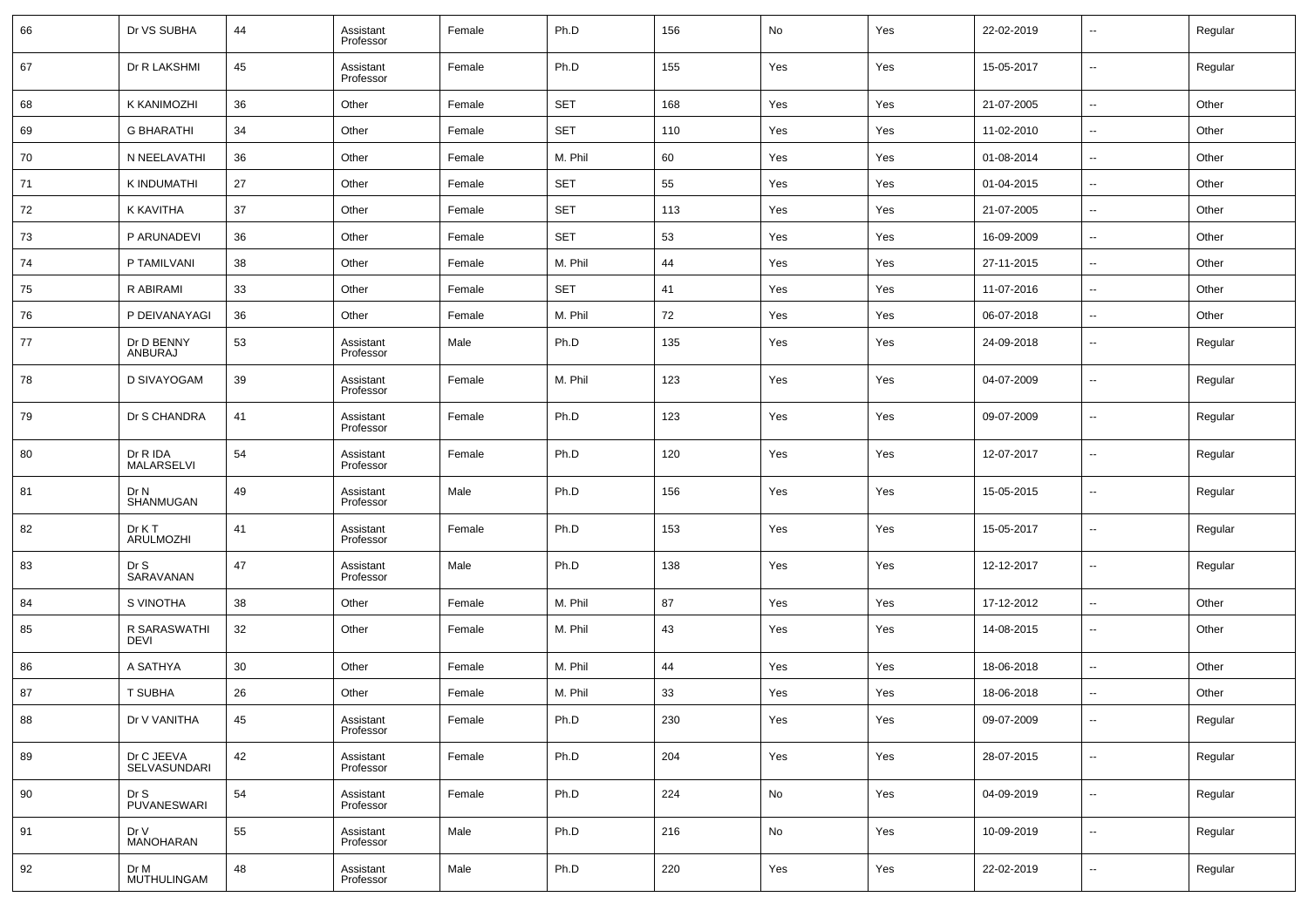| 66 | Dr VS SUBHA | 44 | Assistant Professor | Female | Ph.D | 156 | No | Yes | 22-02-2019 | -- | Regular |
|---|---|---|---|---|---|---|---|---|---|---|---|
| 67 | Dr R LAKSHMI | 45 | Assistant Professor | Female | Ph.D | 155 | Yes | Yes | 15-05-2017 | -- | Regular |
| 68 | K KANIMOZHI | 36 | Other | Female | SET | 168 | Yes | Yes | 21-07-2005 | -- | Other |
| 69 | G BHARATHI | 34 | Other | Female | SET | 110 | Yes | Yes | 11-02-2010 | -- | Other |
| 70 | N NEELAVATHI | 36 | Other | Female | M. Phil | 60 | Yes | Yes | 01-08-2014 | -- | Other |
| 71 | K INDUMATHI | 27 | Other | Female | SET | 55 | Yes | Yes | 01-04-2015 | -- | Other |
| 72 | K KAVITHA | 37 | Other | Female | SET | 113 | Yes | Yes | 21-07-2005 | -- | Other |
| 73 | P ARUNADEVI | 36 | Other | Female | SET | 53 | Yes | Yes | 16-09-2009 | -- | Other |
| 74 | P TAMILVANI | 38 | Other | Female | M. Phil | 44 | Yes | Yes | 27-11-2015 | -- | Other |
| 75 | R ABIRAMI | 33 | Other | Female | SET | 41 | Yes | Yes | 11-07-2016 | -- | Other |
| 76 | P DEIVANAYAGI | 36 | Other | Female | M. Phil | 72 | Yes | Yes | 06-07-2018 | -- | Other |
| 77 | Dr D BENNY ANBURAJ | 53 | Assistant Professor | Male | Ph.D | 135 | Yes | Yes | 24-09-2018 | -- | Regular |
| 78 | D SIVAYOGAM | 39 | Assistant Professor | Female | M. Phil | 123 | Yes | Yes | 04-07-2009 | -- | Regular |
| 79 | Dr S CHANDRA | 41 | Assistant Professor | Female | Ph.D | 123 | Yes | Yes | 09-07-2009 | -- | Regular |
| 80 | Dr R IDA MALARSELVI | 54 | Assistant Professor | Female | Ph.D | 120 | Yes | Yes | 12-07-2017 | -- | Regular |
| 81 | Dr N SHANMUGAN | 49 | Assistant Professor | Male | Ph.D | 156 | Yes | Yes | 15-05-2015 | -- | Regular |
| 82 | Dr K T ARULMOZHI | 41 | Assistant Professor | Female | Ph.D | 153 | Yes | Yes | 15-05-2017 | -- | Regular |
| 83 | Dr S SARAVANAN | 47 | Assistant Professor | Male | Ph.D | 138 | Yes | Yes | 12-12-2017 | -- | Regular |
| 84 | S VINOTHA | 38 | Other | Female | M. Phil | 87 | Yes | Yes | 17-12-2012 | -- | Other |
| 85 | R SARASWATHI DEVI | 32 | Other | Female | M. Phil | 43 | Yes | Yes | 14-08-2015 | -- | Other |
| 86 | A SATHYA | 30 | Other | Female | M. Phil | 44 | Yes | Yes | 18-06-2018 | -- | Other |
| 87 | T SUBHA | 26 | Other | Female | M. Phil | 33 | Yes | Yes | 18-06-2018 | -- | Other |
| 88 | Dr V VANITHA | 45 | Assistant Professor | Female | Ph.D | 230 | Yes | Yes | 09-07-2009 | -- | Regular |
| 89 | Dr C JEEVA SELVASUNDARI | 42 | Assistant Professor | Female | Ph.D | 204 | Yes | Yes | 28-07-2015 | -- | Regular |
| 90 | Dr S PUVANESWARI | 54 | Assistant Professor | Female | Ph.D | 224 | No | Yes | 04-09-2019 | -- | Regular |
| 91 | Dr V MANOHARAN | 55 | Assistant Professor | Male | Ph.D | 216 | No | Yes | 10-09-2019 | -- | Regular |
| 92 | Dr M MUTHULINGAM | 48 | Assistant Professor | Male | Ph.D | 220 | Yes | Yes | 22-02-2019 | -- | Regular |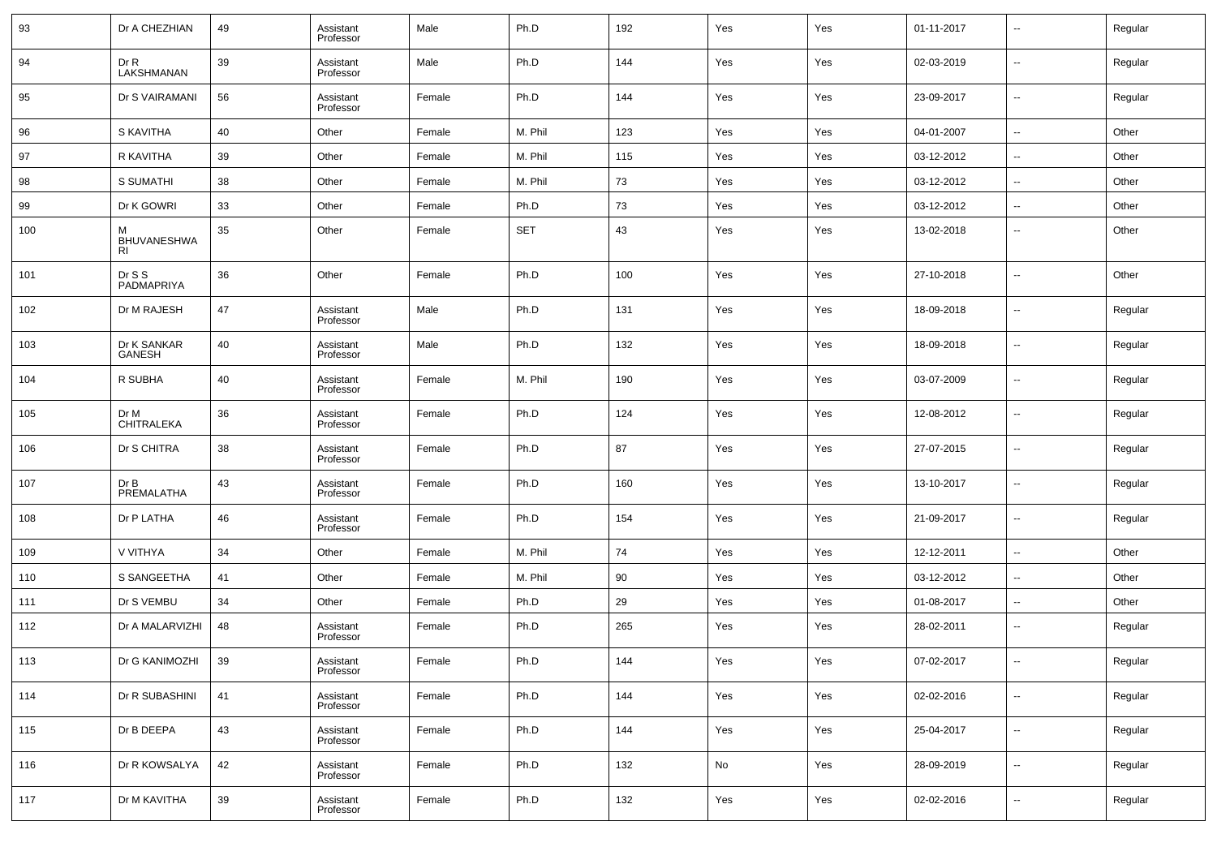| 93 | Dr A CHEZHIAN | 49 | Assistant Professor | Male | Ph.D | 192 | Yes | Yes | 01-11-2017 | -- | Regular |
|---|---|---|---|---|---|---|---|---|---|---|---|
| 94 | Dr R LAKSHMANAN | 39 | Assistant Professor | Male | Ph.D | 144 | Yes | Yes | 02-03-2019 | -- | Regular |
| 95 | Dr S VAIRAMANI | 56 | Assistant Professor | Female | Ph.D | 144 | Yes | Yes | 23-09-2017 | -- | Regular |
| 96 | S KAVITHA | 40 | Other | Female | M. Phil | 123 | Yes | Yes | 04-01-2007 | -- | Other |
| 97 | R KAVITHA | 39 | Other | Female | M. Phil | 115 | Yes | Yes | 03-12-2012 | -- | Other |
| 98 | S SUMATHI | 38 | Other | Female | M. Phil | 73 | Yes | Yes | 03-12-2012 | -- | Other |
| 99 | Dr K GOWRI | 33 | Other | Female | Ph.D | 73 | Yes | Yes | 03-12-2012 | -- | Other |
| 100 | M BHUVANESHWARI | 35 | Other | Female | SET | 43 | Yes | Yes | 13-02-2018 | -- | Other |
| 101 | Dr S S PADMAPRIYA | 36 | Other | Female | Ph.D | 100 | Yes | Yes | 27-10-2018 | -- | Other |
| 102 | Dr M RAJESH | 47 | Assistant Professor | Male | Ph.D | 131 | Yes | Yes | 18-09-2018 | -- | Regular |
| 103 | Dr K SANKAR GANESH | 40 | Assistant Professor | Male | Ph.D | 132 | Yes | Yes | 18-09-2018 | -- | Regular |
| 104 | R SUBHA | 40 | Assistant Professor | Female | M. Phil | 190 | Yes | Yes | 03-07-2009 | -- | Regular |
| 105 | Dr M CHITRALEKA | 36 | Assistant Professor | Female | Ph.D | 124 | Yes | Yes | 12-08-2012 | -- | Regular |
| 106 | Dr S CHITRA | 38 | Assistant Professor | Female | Ph.D | 87 | Yes | Yes | 27-07-2015 | -- | Regular |
| 107 | Dr B PREMALATHA | 43 | Assistant Professor | Female | Ph.D | 160 | Yes | Yes | 13-10-2017 | -- | Regular |
| 108 | Dr P LATHA | 46 | Assistant Professor | Female | Ph.D | 154 | Yes | Yes | 21-09-2017 | -- | Regular |
| 109 | V VITHYA | 34 | Other | Female | M. Phil | 74 | Yes | Yes | 12-12-2011 | -- | Other |
| 110 | S SANGEETHA | 41 | Other | Female | M. Phil | 90 | Yes | Yes | 03-12-2012 | -- | Other |
| 111 | Dr S VEMBU | 34 | Other | Female | Ph.D | 29 | Yes | Yes | 01-08-2017 | -- | Other |
| 112 | Dr A MALARVIZHI | 48 | Assistant Professor | Female | Ph.D | 265 | Yes | Yes | 28-02-2011 | -- | Regular |
| 113 | Dr G KANIMOZHI | 39 | Assistant Professor | Female | Ph.D | 144 | Yes | Yes | 07-02-2017 | -- | Regular |
| 114 | Dr R SUBASHINI | 41 | Assistant Professor | Female | Ph.D | 144 | Yes | Yes | 02-02-2016 | -- | Regular |
| 115 | Dr B DEEPA | 43 | Assistant Professor | Female | Ph.D | 144 | Yes | Yes | 25-04-2017 | -- | Regular |
| 116 | Dr R KOWSALYA | 42 | Assistant Professor | Female | Ph.D | 132 | No | Yes | 28-09-2019 | -- | Regular |
| 117 | Dr M KAVITHA | 39 | Assistant Professor | Female | Ph.D | 132 | Yes | Yes | 02-02-2016 | -- | Regular |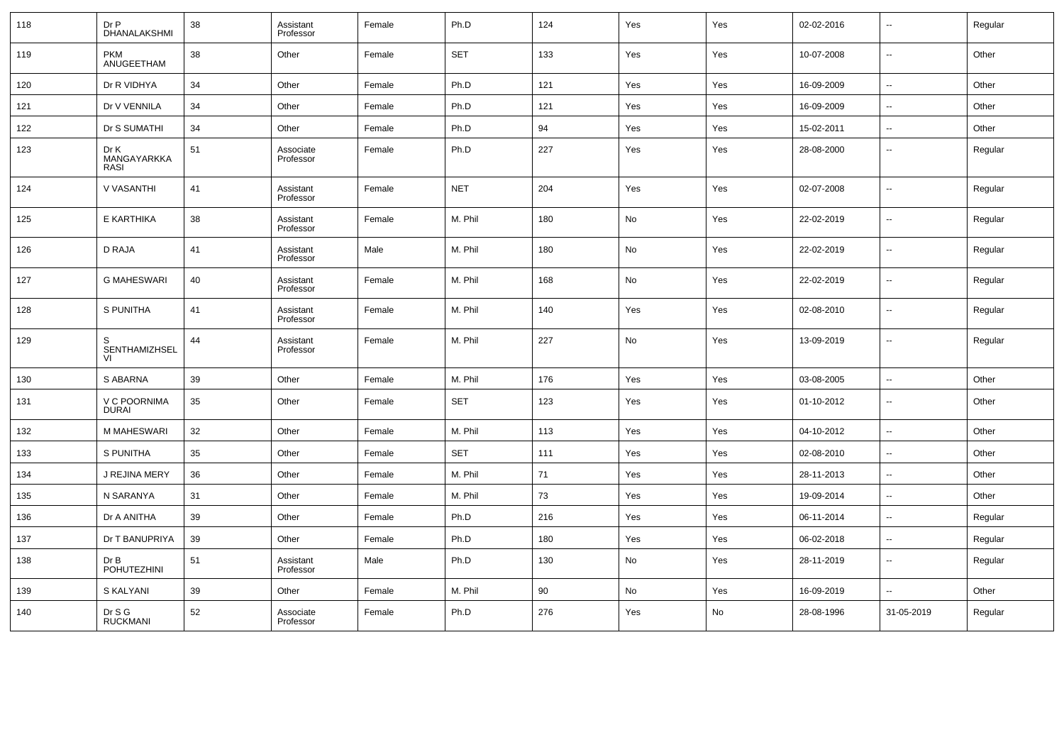| | | | | | | | | | | | |
|---|---|---|---|---|---|---|---|---|---|---|---|
| 118 | Dr P DHANALAKSHMI | 38 | Assistant Professor | Female | Ph.D | 124 | Yes | Yes | 02-02-2016 | -- | Regular |
| 119 | PKM ANUGEETHAM | 38 | Other | Female | SET | 133 | Yes | Yes | 10-07-2008 | -- | Other |
| 120 | Dr R VIDHYA | 34 | Other | Female | Ph.D | 121 | Yes | Yes | 16-09-2009 | -- | Other |
| 121 | Dr V VENNILA | 34 | Other | Female | Ph.D | 121 | Yes | Yes | 16-09-2009 | -- | Other |
| 122 | Dr S SUMATHI | 34 | Other | Female | Ph.D | 94 | Yes | Yes | 15-02-2011 | -- | Other |
| 123 | Dr K MANGAYARKKA RASI | 51 | Associate Professor | Female | Ph.D | 227 | Yes | Yes | 28-08-2000 | -- | Regular |
| 124 | V VASANTHI | 41 | Assistant Professor | Female | NET | 204 | Yes | Yes | 02-07-2008 | -- | Regular |
| 125 | E KARTHIKA | 38 | Assistant Professor | Female | M. Phil | 180 | No | Yes | 22-02-2019 | -- | Regular |
| 126 | D RAJA | 41 | Assistant Professor | Male | M. Phil | 180 | No | Yes | 22-02-2019 | -- | Regular |
| 127 | G MAHESWARI | 40 | Assistant Professor | Female | M. Phil | 168 | No | Yes | 22-02-2019 | -- | Regular |
| 128 | S PUNITHA | 41 | Assistant Professor | Female | M. Phil | 140 | Yes | Yes | 02-08-2010 | -- | Regular |
| 129 | S SENTHAMIZHSEL VI | 44 | Assistant Professor | Female | M. Phil | 227 | No | Yes | 13-09-2019 | -- | Regular |
| 130 | S ABARNA | 39 | Other | Female | M. Phil | 176 | Yes | Yes | 03-08-2005 | -- | Other |
| 131 | V C POORNIMA DURAI | 35 | Other | Female | SET | 123 | Yes | Yes | 01-10-2012 | -- | Other |
| 132 | M MAHESWARI | 32 | Other | Female | M. Phil | 113 | Yes | Yes | 04-10-2012 | -- | Other |
| 133 | S PUNITHA | 35 | Other | Female | SET | 111 | Yes | Yes | 02-08-2010 | -- | Other |
| 134 | J REJINA MERY | 36 | Other | Female | M. Phil | 71 | Yes | Yes | 28-11-2013 | -- | Other |
| 135 | N SARANYA | 31 | Other | Female | M. Phil | 73 | Yes | Yes | 19-09-2014 | -- | Other |
| 136 | Dr A ANITHA | 39 | Other | Female | Ph.D | 216 | Yes | Yes | 06-11-2014 | -- | Regular |
| 137 | Dr T BANUPRIYA | 39 | Other | Female | Ph.D | 180 | Yes | Yes | 06-02-2018 | -- | Regular |
| 138 | Dr B POHUTEZHINI | 51 | Assistant Professor | Male | Ph.D | 130 | No | Yes | 28-11-2019 | -- | Regular |
| 139 | S KALYANI | 39 | Other | Female | M. Phil | 90 | No | Yes | 16-09-2019 | -- | Other |
| 140 | Dr S G RUCKMANI | 52 | Associate Professor | Female | Ph.D | 276 | Yes | No | 28-08-1996 | 31-05-2019 | Regular |